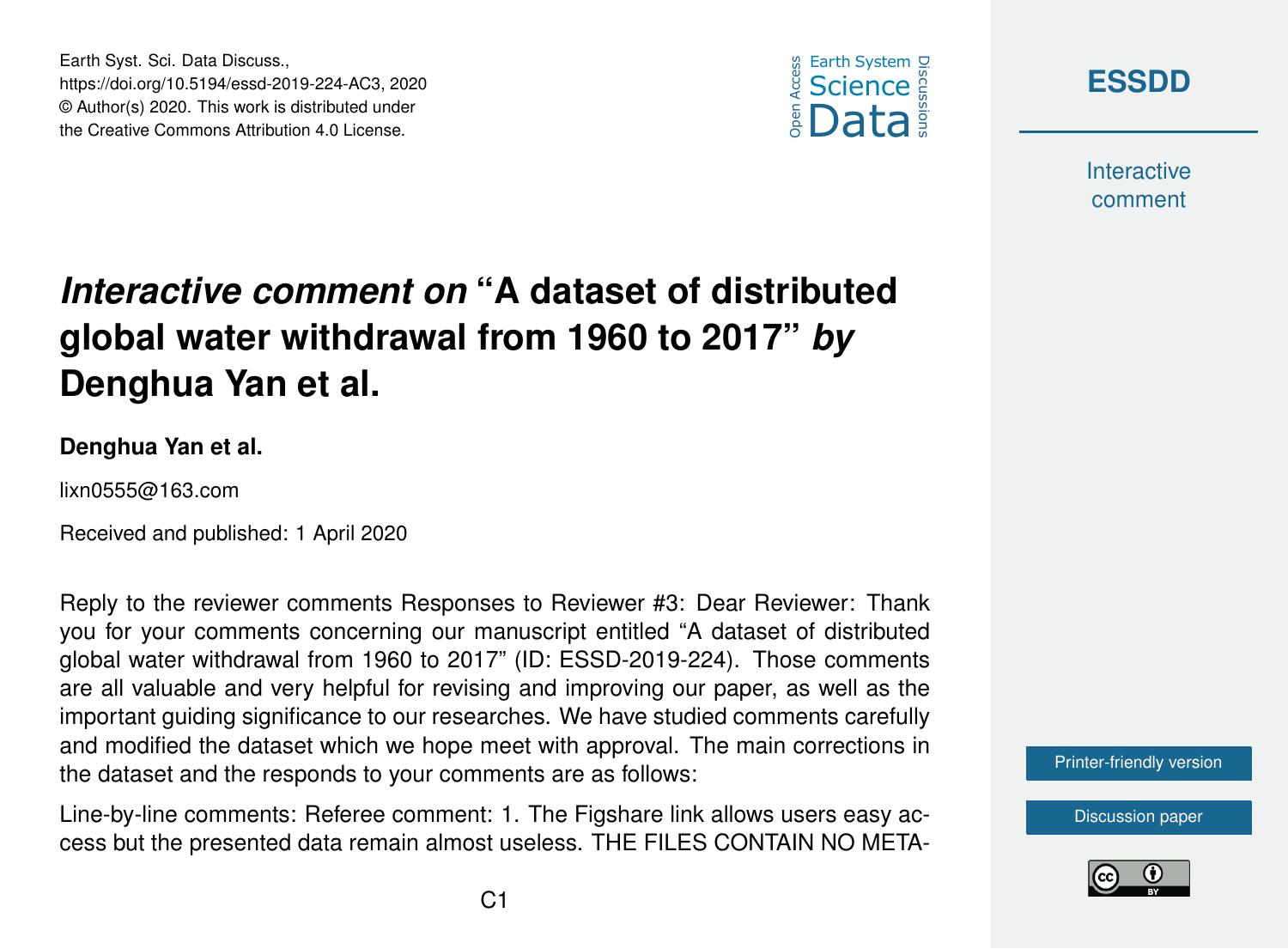# *Interactive comment on* "A dataset of distributed global water withdrawal from 1960 to 2017" *by* Denghua Yan et al.

**Denghua Yan et al.**

lixn0555@163.com

Received and published: 1 April 2020

Reply to the reviewer comments Responses to Reviewer #3: Dear Reviewer: Thank you for your comments concerning our manuscript entitled "A dataset of distributed global water withdrawal from 1960 to 2017" (ID: ESSD-2019-224). Those comments are all valuable and very helpful for revising and improving our paper, as well as the important guiding significance to our researches. We have studied comments carefully and modified the dataset which we hope meet with approval. The main corrections in the dataset and the responds to your comments are as follows:

Line-by-line comments: Referee comment: 1. The Figshare link allows users easy access but the presented data remain almost useless. THE FILES CONTAIN NO META-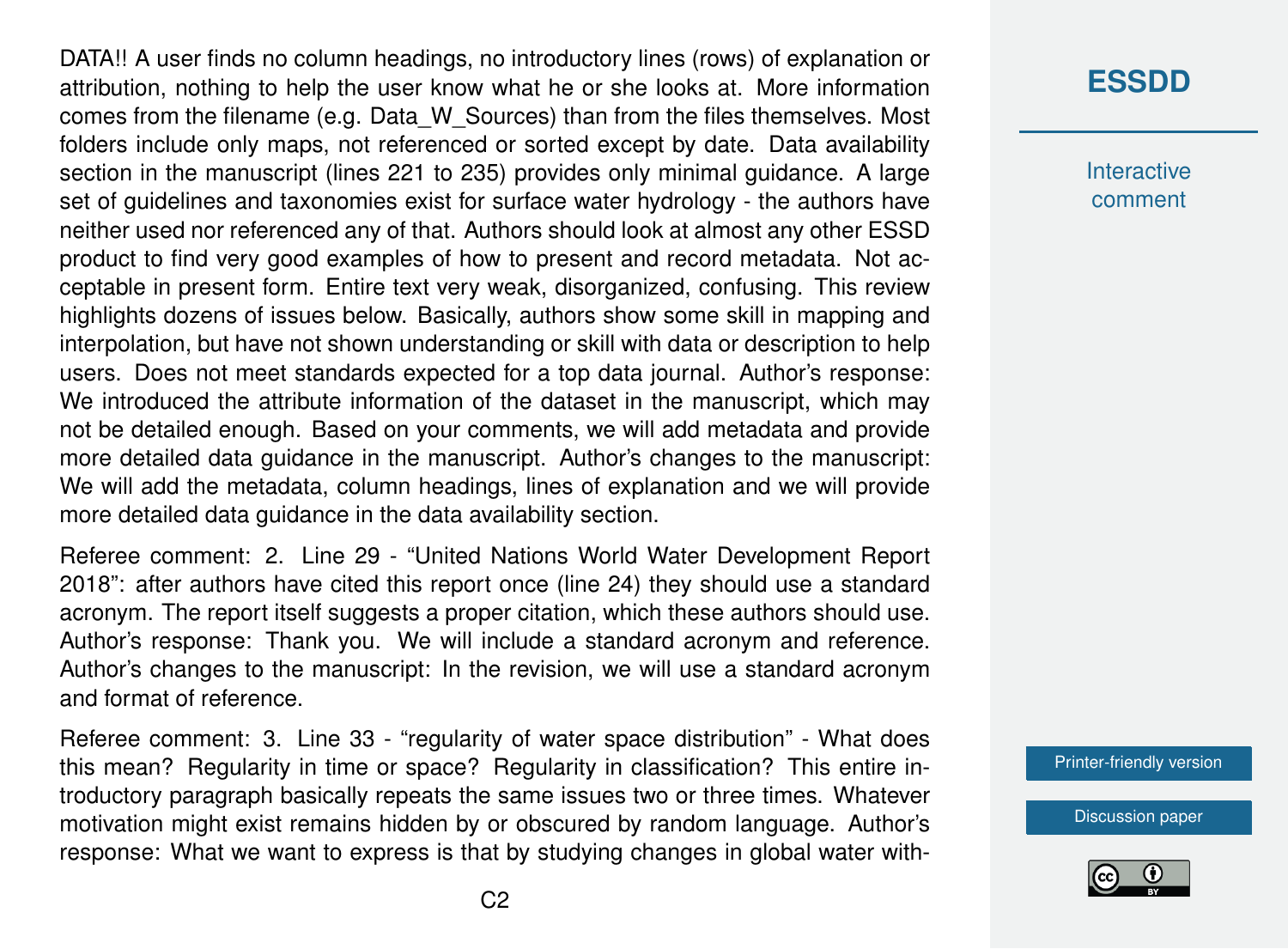DATA!! A user finds no column headings, no introductory lines (rows) of explanation or attribution, nothing to help the user know what he or she looks at. More information comes from the filename (e.g. Data_W_Sources) than from the files themselves. Most folders include only maps, not referenced or sorted except by date. Data availability section in the manuscript (lines 221 to 235) provides only minimal guidance. A large set of guidelines and taxonomies exist for surface water hydrology - the authors have neither used nor referenced any of that. Authors should look at almost any other ESSD product to find very good examples of how to present and record metadata. Not acceptable in present form. Entire text very weak, disorganized, confusing. This review highlights dozens of issues below. Basically, authors show some skill in mapping and interpolation, but have not shown understanding or skill with data or description to help users. Does not meet standards expected for a top data journal. Author's response: We introduced the attribute information of the dataset in the manuscript, which may not be detailed enough. Based on your comments, we will add metadata and provide more detailed data guidance in the manuscript. Author's changes to the manuscript: We will add the metadata, column headings, lines of explanation and we will provide more detailed data guidance in the data availability section.

Referee comment: 2. Line 29 - "United Nations World Water Development Report 2018": after authors have cited this report once (line 24) they should use a standard acronym. The report itself suggests a proper citation, which these authors should use. Author's response: Thank you. We will include a standard acronym and reference. Author's changes to the manuscript: In the revision, we will use a standard acronym and format of reference.

Referee comment: 3. Line 33 - "regularity of water space distribution" - What does this mean? Regularity in time or space? Regularity in classification? This entire introductory paragraph basically repeats the same issues two or three times. Whatever motivation might exist remains hidden by or obscured by random language. Author's response: What we want to express is that by studying changes in global water with-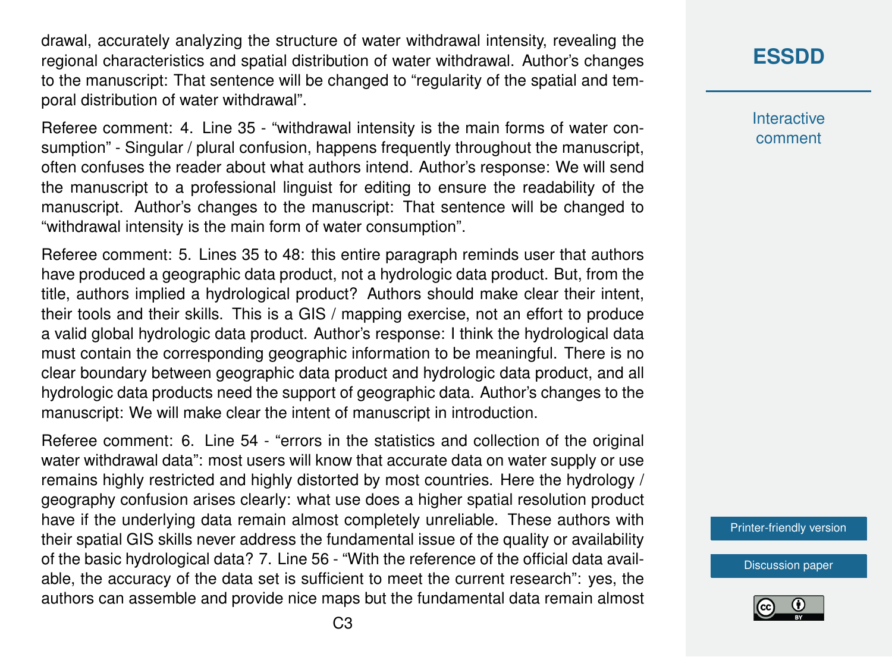drawal, accurately analyzing the structure of water withdrawal intensity, revealing the regional characteristics and spatial distribution of water withdrawal. Author's changes to the manuscript: That sentence will be changed to "regularity of the spatial and temporal distribution of water withdrawal".

Referee comment: 4. Line 35 - "withdrawal intensity is the main forms of water consumption" - Singular / plural confusion, happens frequently throughout the manuscript, often confuses the reader about what authors intend. Author's response: We will send the manuscript to a professional linguist for editing to ensure the readability of the manuscript. Author's changes to the manuscript: That sentence will be changed to "withdrawal intensity is the main form of water consumption".

Referee comment: 5. Lines 35 to 48: this entire paragraph reminds user that authors have produced a geographic data product, not a hydrologic data product. But, from the title, authors implied a hydrological product? Authors should make clear their intent, their tools and their skills. This is a GIS / mapping exercise, not an effort to produce a valid global hydrologic data product. Author's response: I think the hydrological data must contain the corresponding geographic information to be meaningful. There is no clear boundary between geographic data product and hydrologic data product, and all hydrologic data products need the support of geographic data. Author's changes to the manuscript: We will make clear the intent of manuscript in introduction.

Referee comment: 6. Line 54 - "errors in the statistics and collection of the original water withdrawal data": most users will know that accurate data on water supply or use remains highly restricted and highly distorted by most countries. Here the hydrology / geography confusion arises clearly: what use does a higher spatial resolution product have if the underlying data remain almost completely unreliable. These authors with their spatial GIS skills never address the fundamental issue of the quality or availability of the basic hydrological data? 7. Line 56 - "With the reference of the official data available, the accuracy of the data set is sufficient to meet the current research": yes, the authors can assemble and provide nice maps but the fundamental data remain almost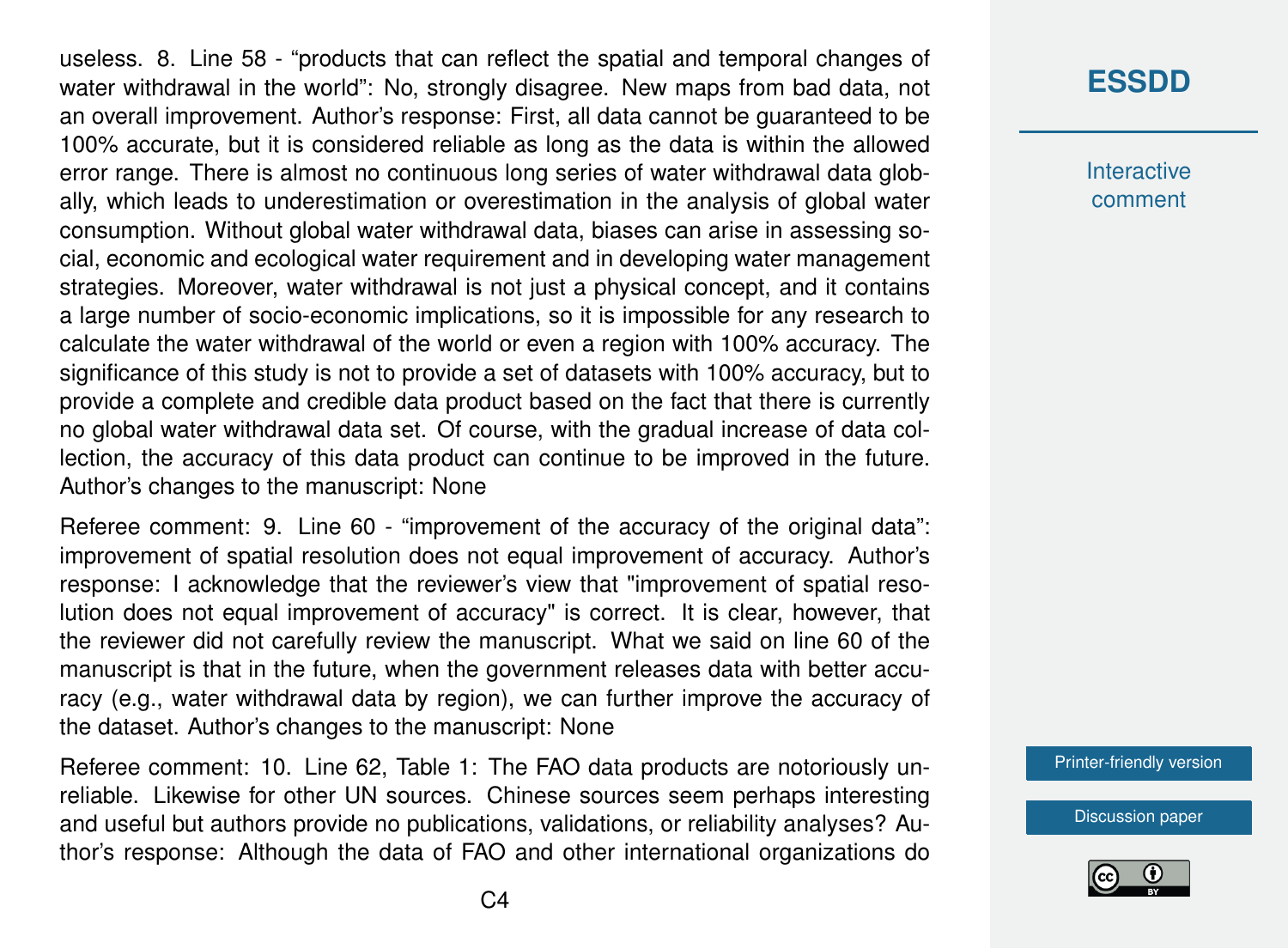useless. 8. Line 58 - “products that can reflect the spatial and temporal changes of water withdrawal in the world”: No, strongly disagree. New maps from bad data, not an overall improvement. Author’s response: First, all data cannot be guaranteed to be 100% accurate, but it is considered reliable as long as the data is within the allowed error range. There is almost no continuous long series of water withdrawal data globally, which leads to underestimation or overestimation in the analysis of global water consumption. Without global water withdrawal data, biases can arise in assessing social, economic and ecological water requirement and in developing water management strategies. Moreover, water withdrawal is not just a physical concept, and it contains a large number of socio-economic implications, so it is impossible for any research to calculate the water withdrawal of the world or even a region with 100% accuracy. The significance of this study is not to provide a set of datasets with 100% accuracy, but to provide a complete and credible data product based on the fact that there is currently no global water withdrawal data set. Of course, with the gradual increase of data collection, the accuracy of this data product can continue to be improved in the future. Author’s changes to the manuscript: None

Referee comment: 9. Line 60 - “improvement of the accuracy of the original data”: improvement of spatial resolution does not equal improvement of accuracy. Author’s response: I acknowledge that the reviewer’s view that "improvement of spatial resolution does not equal improvement of accuracy" is correct. It is clear, however, that the reviewer did not carefully review the manuscript. What we said on line 60 of the manuscript is that in the future, when the government releases data with better accuracy (e.g., water withdrawal data by region), we can further improve the accuracy of the dataset. Author’s changes to the manuscript: None

Referee comment: 10. Line 62, Table 1: The FAO data products are notoriously unreliable. Likewise for other UN sources. Chinese sources seem perhaps interesting and useful but authors provide no publications, validations, or reliability analyses? Author’s response: Although the data of FAO and other international organizations do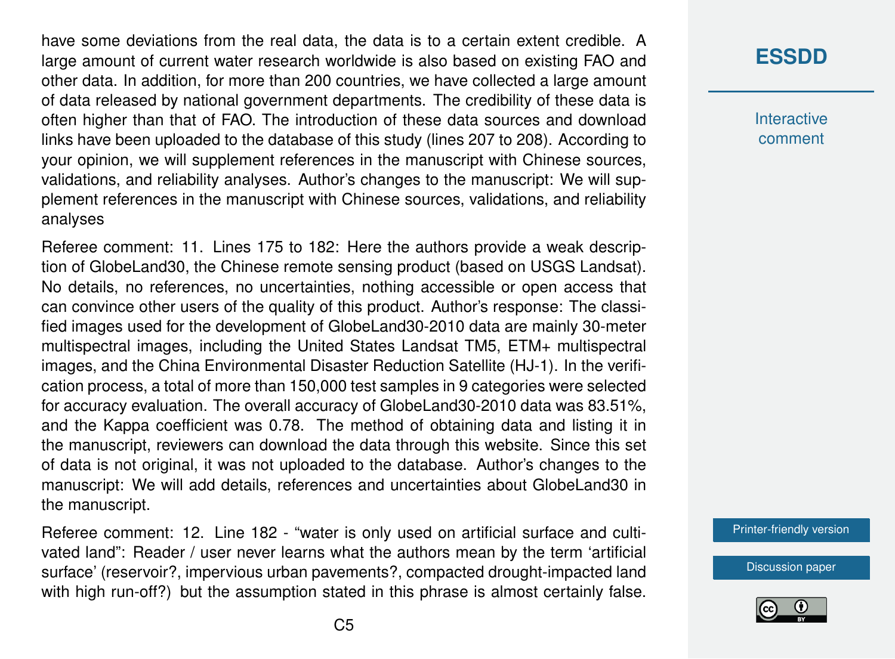have some deviations from the real data, the data is to a certain extent credible. A large amount of current water research worldwide is also based on existing FAO and other data. In addition, for more than 200 countries, we have collected a large amount of data released by national government departments. The credibility of these data is often higher than that of FAO. The introduction of these data sources and download links have been uploaded to the database of this study (lines 207 to 208). According to your opinion, we will supplement references in the manuscript with Chinese sources, validations, and reliability analyses. Author's changes to the manuscript: We will supplement references in the manuscript with Chinese sources, validations, and reliability analyses

Referee comment: 11. Lines 175 to 182: Here the authors provide a weak description of GlobeLand30, the Chinese remote sensing product (based on USGS Landsat). No details, no references, no uncertainties, nothing accessible or open access that can convince other users of the quality of this product. Author's response: The classified images used for the development of GlobeLand30-2010 data are mainly 30-meter multispectral images, including the United States Landsat TM5, ETM+ multispectral images, and the China Environmental Disaster Reduction Satellite (HJ-1). In the verification process, a total of more than 150,000 test samples in 9 categories were selected for accuracy evaluation. The overall accuracy of GlobeLand30-2010 data was 83.51%, and the Kappa coefficient was 0.78. The method of obtaining data and listing it in the manuscript, reviewers can download the data through this website. Since this set of data is not original, it was not uploaded to the database. Author's changes to the manuscript: We will add details, references and uncertainties about GlobeLand30 in the manuscript.

Referee comment: 12. Line 182 - "water is only used on artificial surface and cultivated land": Reader / user never learns what the authors mean by the term 'artificial surface' (reservoir?, impervious urban pavements?, compacted drought-impacted land with high run-off?) but the assumption stated in this phrase is almost certainly false.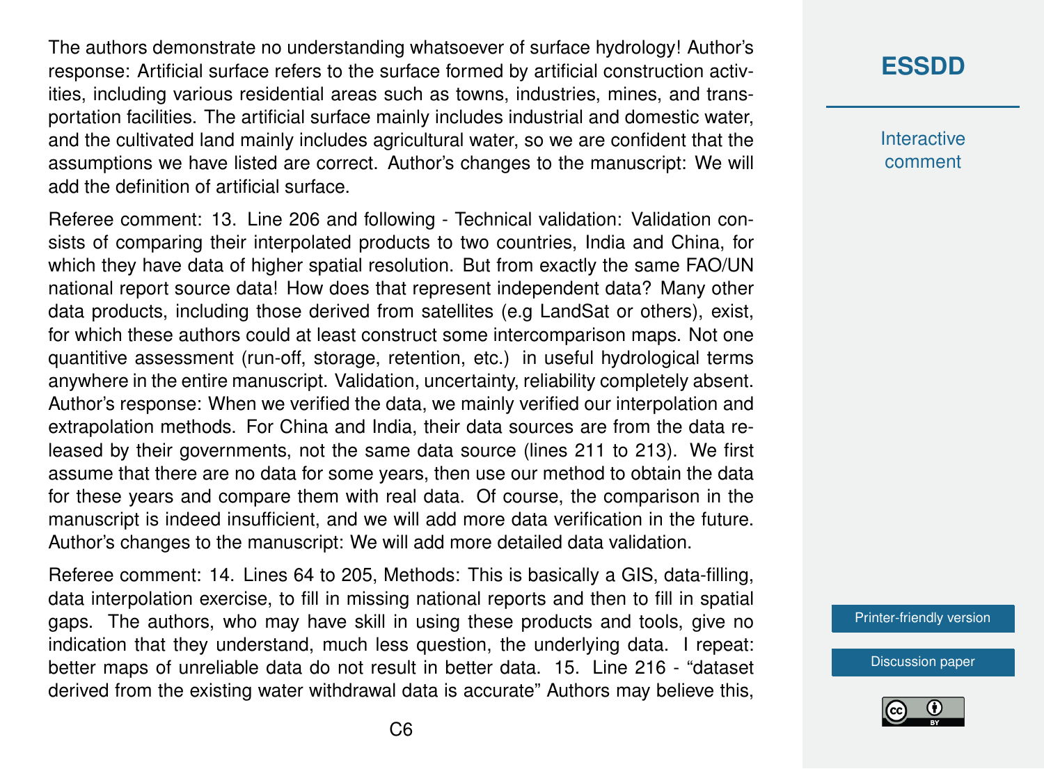The authors demonstrate no understanding whatsoever of surface hydrology! Author's response: Artificial surface refers to the surface formed by artificial construction activities, including various residential areas such as towns, industries, mines, and transportation facilities. The artificial surface mainly includes industrial and domestic water, and the cultivated land mainly includes agricultural water, so we are confident that the assumptions we have listed are correct. Author's changes to the manuscript: We will add the definition of artificial surface.

Referee comment: 13. Line 206 and following - Technical validation: Validation consists of comparing their interpolated products to two countries, India and China, for which they have data of higher spatial resolution. But from exactly the same FAO/UN national report source data! How does that represent independent data? Many other data products, including those derived from satellites (e.g LandSat or others), exist, for which these authors could at least construct some intercomparison maps. Not one quantitive assessment (run-off, storage, retention, etc.) in useful hydrological terms anywhere in the entire manuscript. Validation, uncertainty, reliability completely absent. Author's response: When we verified the data, we mainly verified our interpolation and extrapolation methods. For China and India, their data sources are from the data released by their governments, not the same data source (lines 211 to 213). We first assume that there are no data for some years, then use our method to obtain the data for these years and compare them with real data. Of course, the comparison in the manuscript is indeed insufficient, and we will add more data verification in the future. Author's changes to the manuscript: We will add more detailed data validation.

Referee comment: 14. Lines 64 to 205, Methods: This is basically a GIS, data-filling, data interpolation exercise, to fill in missing national reports and then to fill in spatial gaps. The authors, who may have skill in using these products and tools, give no indication that they understand, much less question, the underlying data. I repeat: better maps of unreliable data do not result in better data. 15. Line 216 - "dataset derived from the existing water withdrawal data is accurate" Authors may believe this,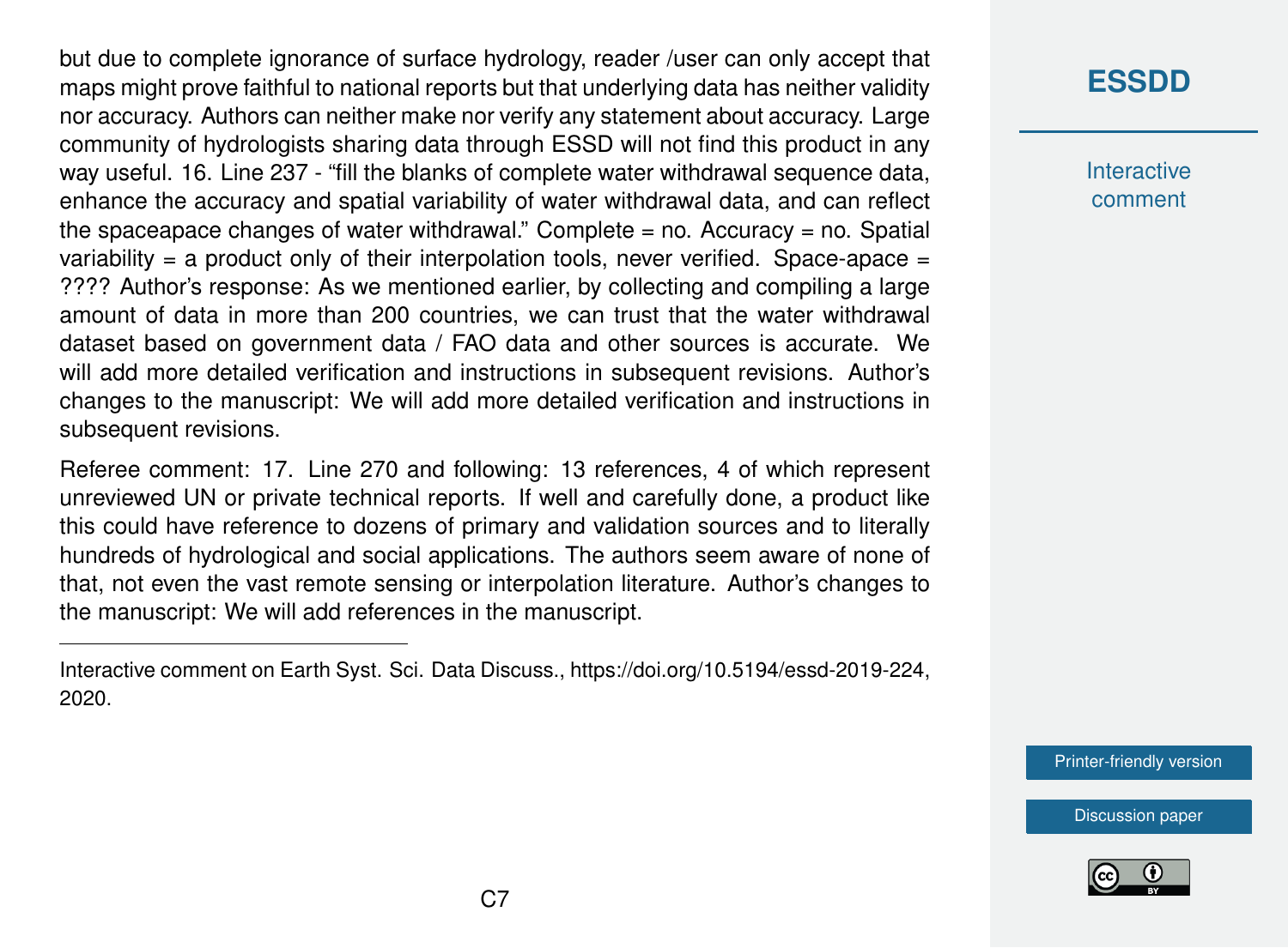but due to complete ignorance of surface hydrology, reader /user can only accept that maps might prove faithful to national reports but that underlying data has neither validity nor accuracy. Authors can neither make nor verify any statement about accuracy. Large community of hydrologists sharing data through ESSD will not find this product in any way useful. 16. Line 237 - "fill the blanks of complete water withdrawal sequence data, enhance the accuracy and spatial variability of water withdrawal data, and can reflect the spaceapace changes of water withdrawal." Complete = no. Accuracy = no. Spatial variability = a product only of their interpolation tools, never verified. Space-apace = ???? Author's response: As we mentioned earlier, by collecting and compiling a large amount of data in more than 200 countries, we can trust that the water withdrawal dataset based on government data / FAO data and other sources is accurate. We will add more detailed verification and instructions in subsequent revisions. Author's changes to the manuscript: We will add more detailed verification and instructions in subsequent revisions.

Referee comment: 17. Line 270 and following: 13 references, 4 of which represent unreviewed UN or private technical reports. If well and carefully done, a product like this could have reference to dozens of primary and validation sources and to literally hundreds of hydrological and social applications. The authors seem aware of none of that, not even the vast remote sensing or interpolation literature. Author's changes to the manuscript: We will add references in the manuscript.

---

Interactive comment on Earth Syst. Sci. Data Discuss., https://doi.org/10.5194/essd-2019-224, 2020.